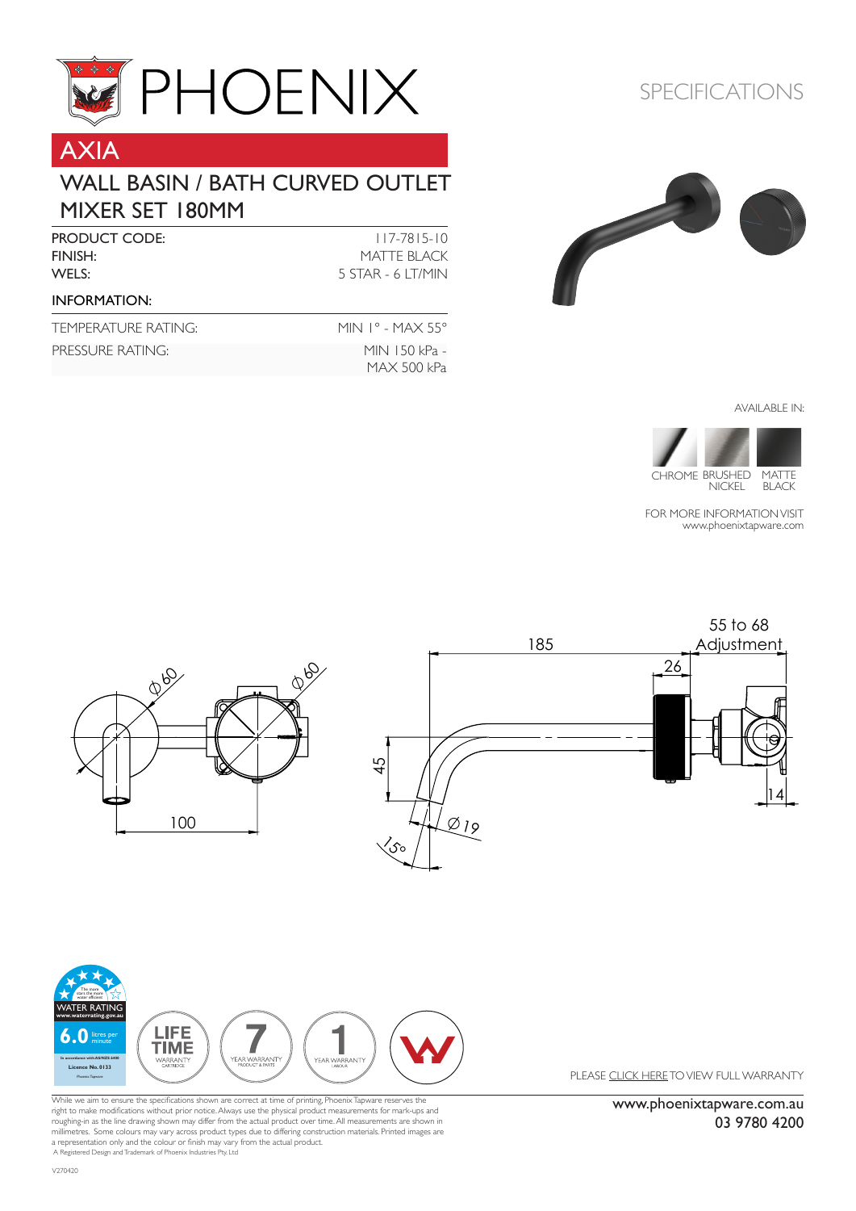# PHOENIX

SPECIFICATIONS

## AXIA

### WALL BASIN / BATH CURVED OUTLET MIXER SET 180MM

| | |
|---|---|
| PRODUCT CODE: | 117-7815-10 |
| FINISH: | MATTE BLACK |
| WELS: | 5 STAR - 6 LT/MIN |

**INFORMATION:**

| | |
|---|---|
| TEMPERATURE RATING: | MIN 1° - MAX 55° |
| PRESSURE RATING: | MIN 150 kPa - MAX 500 kPa |

AVAILABLE IN:

CHROME | BRUSHED NICKEL | MATTE BLACK

FOR MORE INFORMATION VISIT www.phoenixtapware.com

Ø 60 | Ø 60 | 100 | 185 | 55 to 68 Adjustment | 26 | 45 | Ø 19 | 15° | 14

WATER RATING www.waterrating.gov.au 6.0 litres per minute — LIFE TIME WARRANTY CARTRIDGE — 7 YEAR WARRANTY PRODUCT & PARTS — 1 YEAR WARRANTY LABOUR

PLEASE CLICK HERE TO VIEW FULL WARRANTY

While we aim to ensure the specifications shown are correct at time of printing, Phoenix Tapware reserves the right to make modifications without prior notice. Always use the physical product measurements for mark-ups and roughing-in as the line drawing shown may differ from the actual product over time. All measurements are shown in millimetres. Some colours may vary across product types due to differing construction materials. Printed images are a representation only and the colour or finish may vary from the actual product.
A Registered Design and Trademark of Phoenix Industries Pty Ltd

www.phoenixtapware.com.au
03 9780 4200

V270420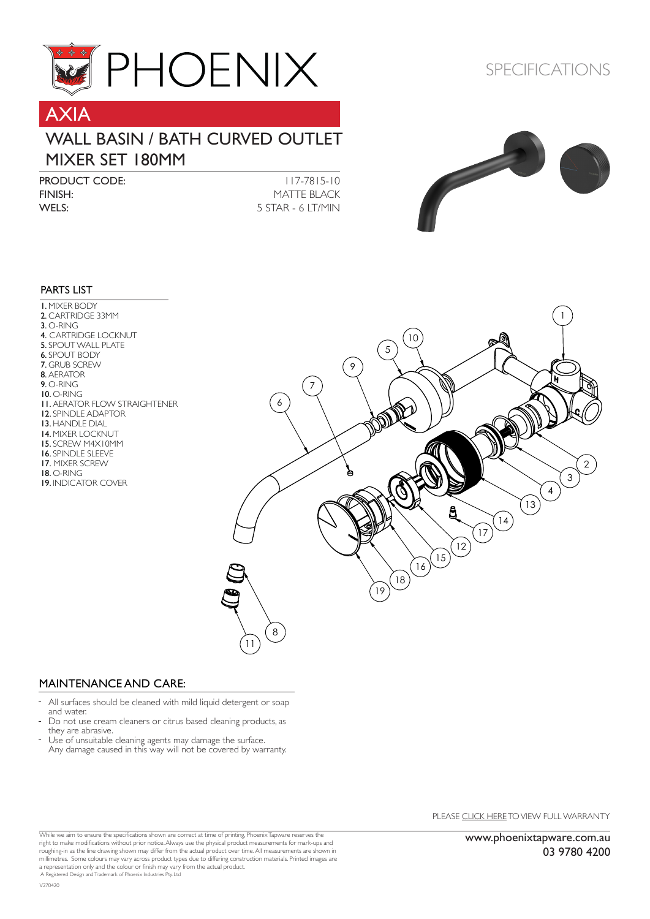# PHOENIX

SPECIFICATIONS

## AXIA

## WALL BASIN / BATH CURVED OUTLET MIXER SET 180MM

| | |
|---|---|
| PRODUCT CODE: | 117-7815-10 |
| FINISH: | MATTE BLACK |
| WELS: | 5 STAR - 6 LT/MIN |

### PARTS LIST

1. MIXER BODY
2. CARTRIDGE 33MM
3. O-RING
4. CARTRIDGE LOCKNUT
5. SPOUT WALL PLATE
6. SPOUT BODY
7. GRUB SCREW
8. AERATOR
9. O-RING
10. O-RING
11. AERATOR FLOW STRAIGHTENER
12. SPINDLE ADAPTOR
13. HANDLE DIAL
14. MIXER LOCKNUT
15. SCREW M4X10MM
16. SPINDLE SLEEVE
17. MIXER SCREW
18. O-RING
19. INDICATOR COVER

1 10 5 9 7 6 2 3 4 13 14 17 12 15 16 18 19 8 11

### MAINTENANCE AND CARE:

- All surfaces should be cleaned with mild liquid detergent or soap and water.
- Do not use cream cleaners or citrus based cleaning products, as they are abrasive.
- Use of unsuitable cleaning agents may damage the surface. Any damage caused in this way will not be covered by warranty.

PLEASE CLICK HERE TO VIEW FULL WARRANTY

While we aim to ensure the specifications shown are correct at time of printing, Phoenix Tapware reserves the right to make modifications without prior notice. Always use the physical product measurements for mark-ups and roughing-in as the line drawing shown may differ from the actual product over time. All measurements are shown in millimetres. Some colours may vary across product types due to differing construction materials. Printed images are a representation only and the colour or finish may vary from the actual product.
A Registered Design and Trademark of Phoenix Industries Pty. Ltd

V270420

www.phoenixtapware.com.au
03 9780 4200